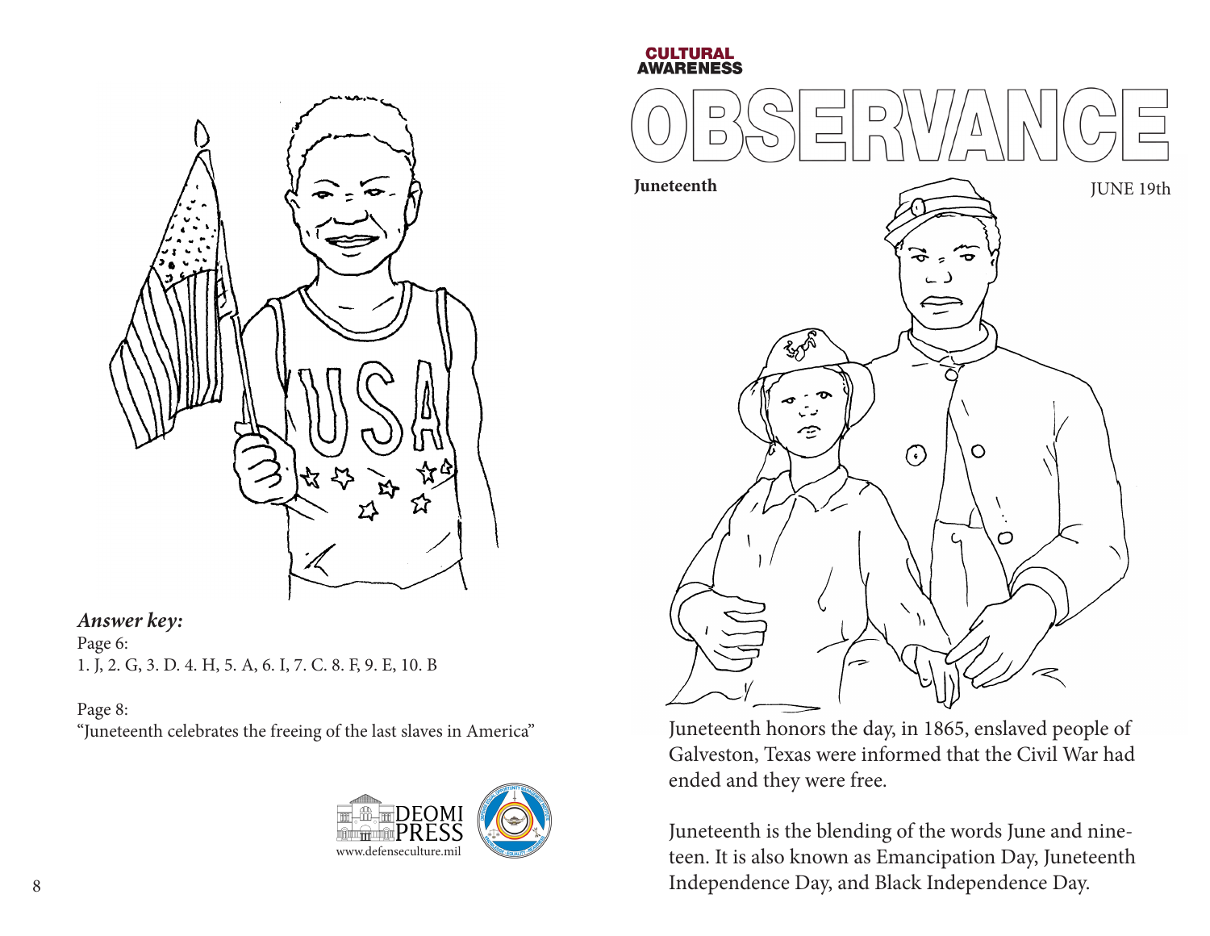*Answer key:*

Page 6:
1. J, 2. G, 3. D. 4. H, 5. A, 6. I, 7. C. 8. F, 9. E, 10. B

Page 8:
"Juneteenth celebrates the freeing of the last slaves in America"

DEOMI PRESS
www.defenseculture.mil

CULTURAL AWARENESS

# OBSERVANCE

**Juneteenth**

JUNE 19th

Juneteenth honors the day, in 1865, enslaved people of Galveston, Texas were informed that the Civil War had ended and they were free.

Juneteenth is the blending of the words June and nineteen. It is also known as Emancipation Day, Juneteenth Independence Day, and Black Independence Day.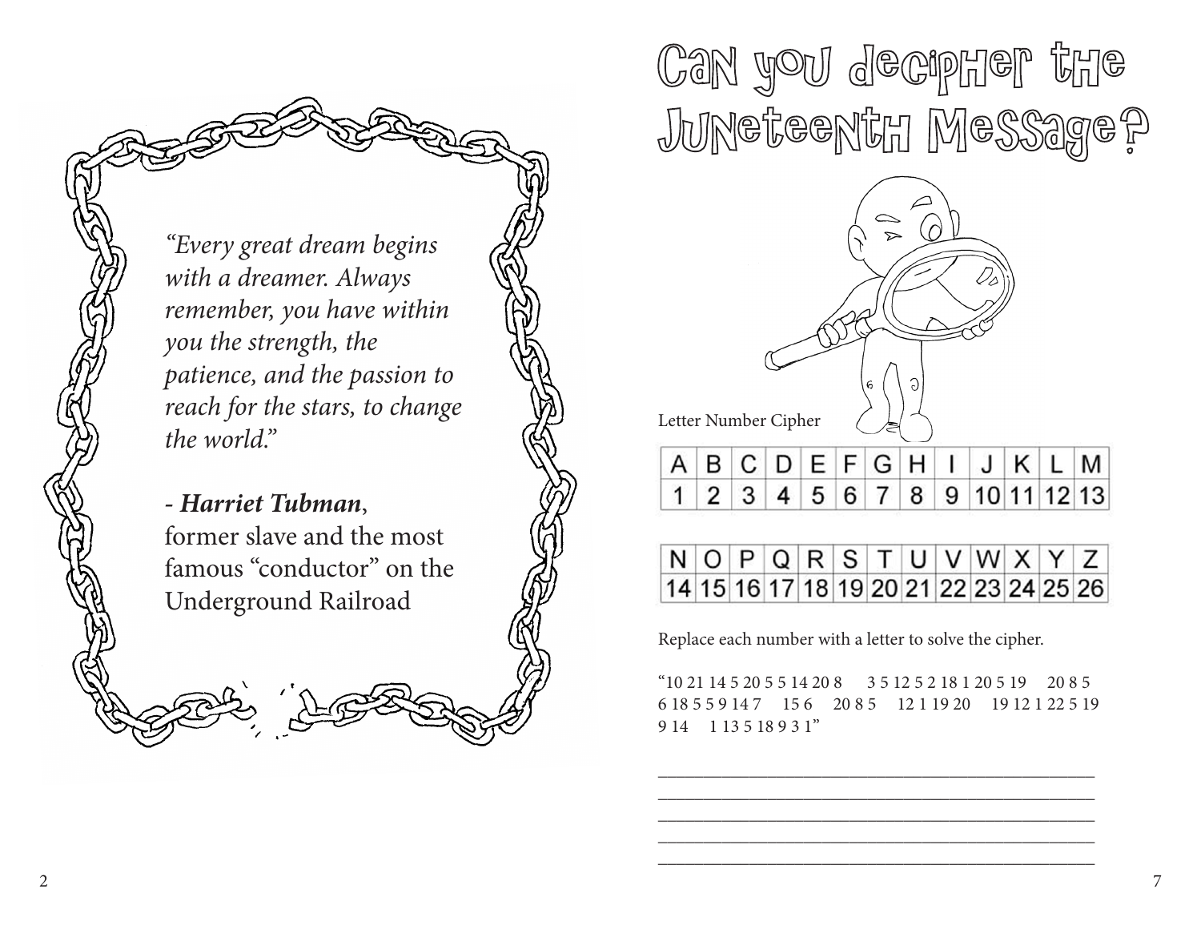*"Every great dream begins with a dreamer. Always remember, you have within you the strength, the patience, and the passion to reach for the stars, to change the world."*

- ***Harriet Tubman***,
former slave and the most famous "conductor" on the Underground Railroad

# Can you decipher the Juneteenth Message?

Letter Number Cipher

| A | B | C | D | E | F | G | H | I | J | K | L | M |
|---|---|---|---|---|---|---|---|---|---|---|---|---|
| 1 | 2 | 3 | 4 | 5 | 6 | 7 | 8 | 9 | 10 | 11 | 12 | 13 |

| N | O | P | Q | R | S | T | U | V | W | X | Y | Z |
|---|---|---|---|---|---|---|---|---|---|---|---|---|
| 14 | 15 | 16 | 17 | 18 | 19 | 20 | 21 | 22 | 23 | 24 | 25 | 26 |

Replace each number with a letter to solve the cipher.

"10 21 14 5 20 5 5 14 20 8 3 5 12 5 2 18 1 20 5 19 20 8 5 6 18 5 5 9 14 7 15 6 20 8 5 12 1 19 20 19 12 1 22 5 19 9 14 1 13 5 18 9 3 1"

\_\_\_\_\_\_\_\_\_\_\_\_\_\_\_\_\_\_\_\_\_\_\_\_\_\_\_\_\_\_\_\_\_\_\_\_\_\_\_\_\_\_

\_\_\_\_\_\_\_\_\_\_\_\_\_\_\_\_\_\_\_\_\_\_\_\_\_\_\_\_\_\_\_\_\_\_\_\_\_\_\_\_\_\_

\_\_\_\_\_\_\_\_\_\_\_\_\_\_\_\_\_\_\_\_\_\_\_\_\_\_\_\_\_\_\_\_\_\_\_\_\_\_\_\_\_\_

\_\_\_\_\_\_\_\_\_\_\_\_\_\_\_\_\_\_\_\_\_\_\_\_\_\_\_\_\_\_\_\_\_\_\_\_\_\_\_\_\_\_

\_\_\_\_\_\_\_\_\_\_\_\_\_\_\_\_\_\_\_\_\_\_\_\_\_\_\_\_\_\_\_\_\_\_\_\_\_\_\_\_\_\_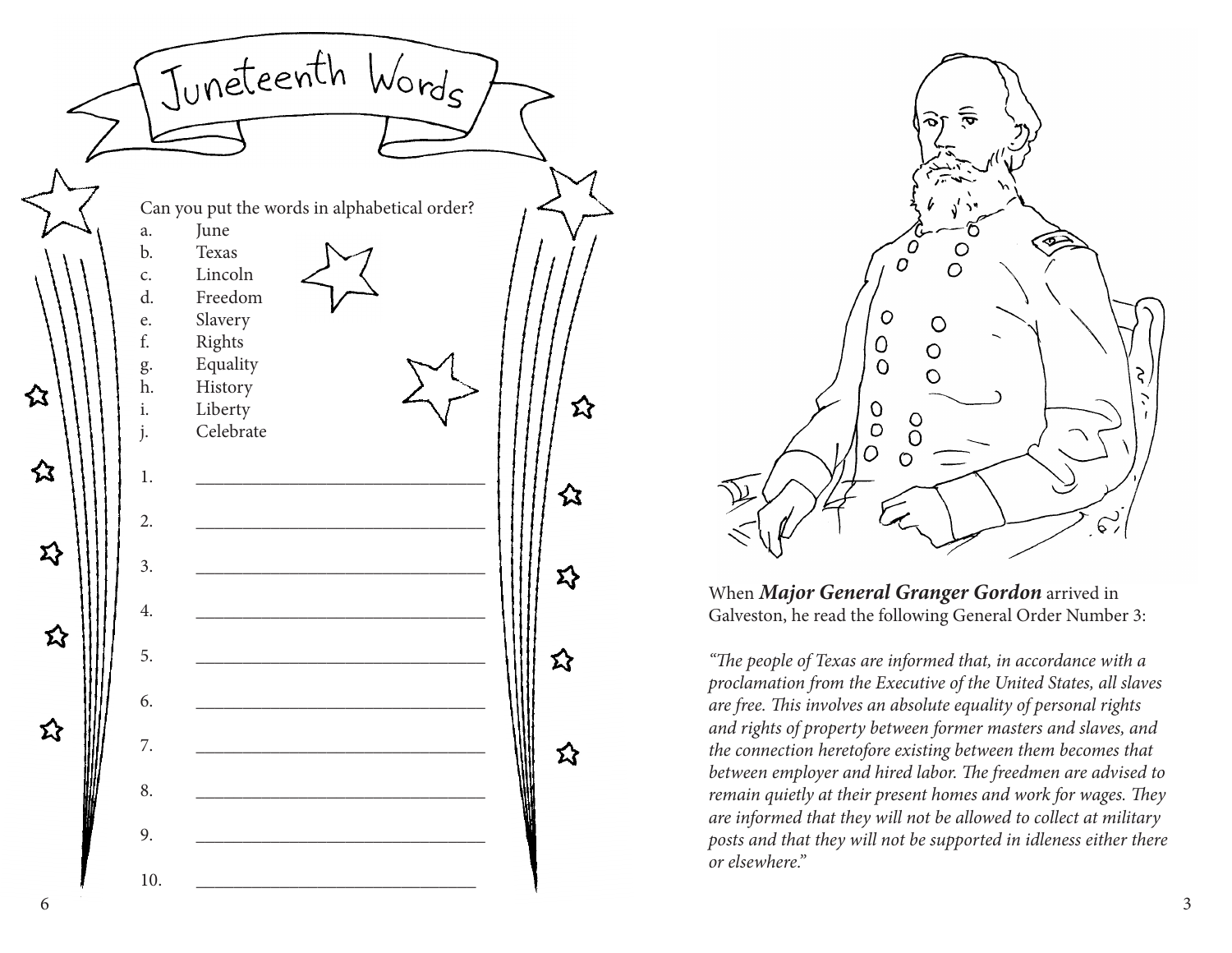# Juneteenth Words

Can you put the words in alphabetical order?

a. June
b. Texas
c. Lincoln
d. Freedom
e. Slavery
f. Rights
g. Equality
h. History
i. Liberty
j. Celebrate

1. ______________________________
2. ______________________________
3. ______________________________
4. ______________________________
5. ______________________________
6. ______________________________
7. ______________________________
8. ______________________________
9. ______________________________
10. ______________________________

When ***Major General Granger Gordon*** arrived in Galveston, he read the following General Order Number 3:

*"The people of Texas are informed that, in accordance with a proclamation from the Executive of the United States, all slaves are free. This involves an absolute equality of personal rights and rights of property between former masters and slaves, and the connection heretofore existing between them becomes that between employer and hired labor. The freedmen are advised to remain quietly at their present homes and work for wages. They are informed that they will not be allowed to collect at military posts and that they will not be supported in idleness either there or elsewhere."*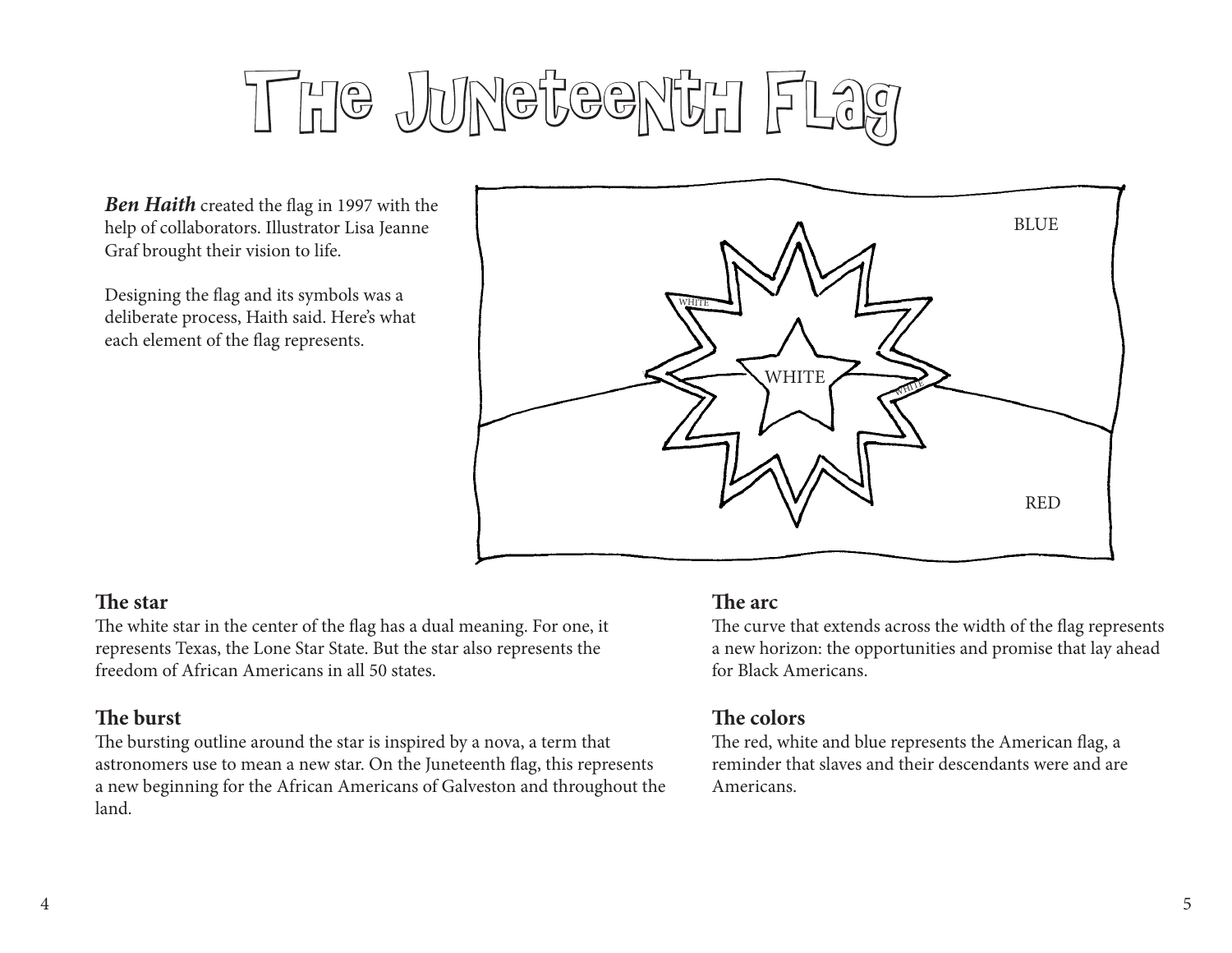# The Juneteenth Flag

***Ben Haith*** created the flag in 1997 with the help of collaborators. Illustrator Lisa Jeanne Graf brought their vision to life.

Designing the flag and its symbols was a deliberate process, Haith said. Here's what each element of the flag represents.

BLUE

WHITE

WHITE

WHITE

RED

### The star

The white star in the center of the flag has a dual meaning. For one, it represents Texas, the Lone Star State. But the star also represents the freedom of African Americans in all 50 states.

### The burst

The bursting outline around the star is inspired by a nova, a term that astronomers use to mean a new star. On the Juneteenth flag, this represents a new beginning for the African Americans of Galveston and throughout the land.

### The arc

The curve that extends across the width of the flag represents a new horizon: the opportunities and promise that lay ahead for Black Americans.

### The colors

The red, white and blue represents the American flag, a reminder that slaves and their descendants were and are Americans.